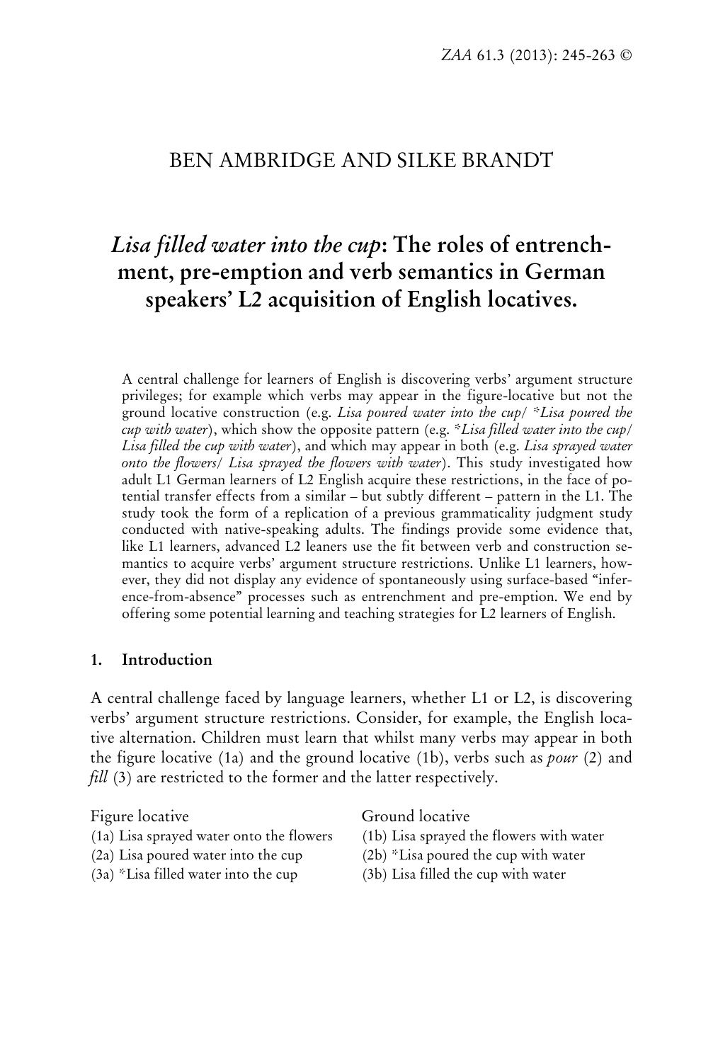BEN AMBRIDGE AND SILKE BRANDT

# *Lisa filled water into the cup*: The roles of entrenchment, pre-emption and verb semantics in German speakers' L2 acquisition of English locatives.

A central challenge for learners of English is discovering verbs' argument structure privileges; for example which verbs may appear in the figure-locative but not the ground locative construction (e.g. *Lisa poured water into the cup/ \*Lisa poured the cup with water*), which show the opposite pattern (e.g. *\*Lisa filled water into the cup/ Lisa filled the cup with water*), and which may appear in both (e.g. *Lisa sprayed water onto the flowers/ Lisa sprayed the flowers with water*). This study investigated how adult L1 German learners of L2 English acquire these restrictions, in the face of potential transfer effects from a similar – but subtly different – pattern in the L1. The study took the form of a replication of a previous grammaticality judgment study conducted with native-speaking adults. The findings provide some evidence that, like L1 learners, advanced L2 leaners use the fit between verb and construction semantics to acquire verbs' argument structure restrictions. Unlike L1 learners, however, they did not display any evidence of spontaneously using surface-based "inference-from-absence" processes such as entrenchment and pre-emption. We end by offering some potential learning and teaching strategies for L2 learners of English.

## 1. Introduction

A central challenge faced by language learners, whether L1 or L2, is discovering verbs' argument structure restrictions. Consider, for example, the English locative alternation. Children must learn that whilst many verbs may appear in both the figure locative (1a) and the ground locative (1b), verbs such as *pour* (2) and *fill* (3) are restricted to the former and the latter respectively.

| Figure locative | Ground locative |
|---|---|
| (1a) Lisa sprayed water onto the flowers | (1b) Lisa sprayed the flowers with water |
| (2a) Lisa poured water into the cup | (2b) *Lisa poured the cup with water |
| (3a) *Lisa filled water into the cup | (3b) Lisa filled the cup with water |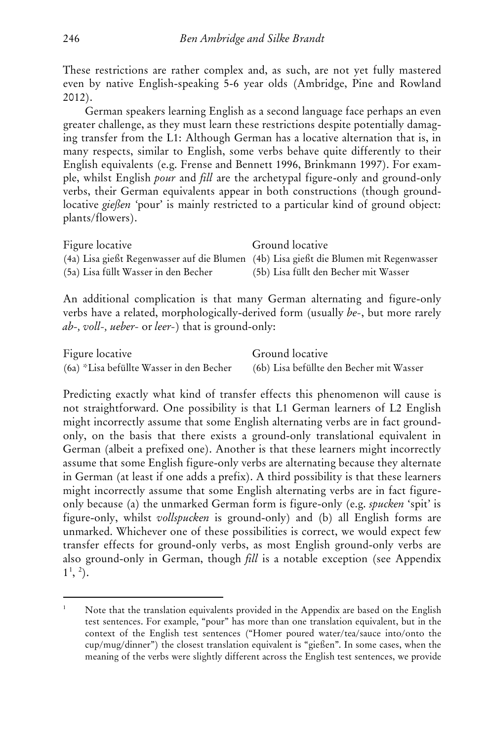These restrictions are rather complex and, as such, are not yet fully mastered even by native English-speaking 5-6 year olds (Ambridge, Pine and Rowland 2012).

German speakers learning English as a second language face perhaps an even greater challenge, as they must learn these restrictions despite potentially damaging transfer from the L1: Although German has a locative alternation that is, in many respects, similar to English, some verbs behave quite differently to their English equivalents (e.g. Frense and Bennett 1996, Brinkmann 1997). For example, whilst English *pour* and *fill* are the archetypal figure-only and ground-only verbs, their German equivalents appear in both constructions (though ground-locative *gießen* 'pour' is mainly restricted to a particular kind of ground object: plants/flowers).

| Figure locative | Ground locative |
|---|---|
| (4a) Lisa gießt Regenwasser auf die Blumen | (4b) Lisa gießt die Blumen mit Regenwasser |
| (5a) Lisa füllt Wasser in den Becher | (5b) Lisa füllt den Becher mit Wasser |

An additional complication is that many German alternating and figure-only verbs have a related, morphologically-derived form (usually *be-*, but more rarely *ab-*, *voll-*, *ueber-* or *leer-*) that is ground-only:

| Figure locative | Ground locative |
|---|---|
| (6a) *Lisa befüllte Wasser in den Becher | (6b) Lisa befüllte den Becher mit Wasser |

Predicting exactly what kind of transfer effects this phenomenon will cause is not straightforward. One possibility is that L1 German learners of L2 English might incorrectly assume that some English alternating verbs are in fact ground-only, on the basis that there exists a ground-only translational equivalent in German (albeit a prefixed one). Another is that these learners might incorrectly assume that some English figure-only verbs are alternating because they alternate in German (at least if one adds a prefix). A third possibility is that these learners might incorrectly assume that some English alternating verbs are in fact figure-only because (a) the unmarked German form is figure-only (e.g. *spucken* 'spit' is figure-only, whilst *vollspucken* is ground-only) and (b) all English forms are unmarked. Whichever one of these possibilities is correct, we would expect few transfer effects for ground-only verbs, as most English ground-only verbs are also ground-only in German, though *fill* is a notable exception (see Appendix 1[1], [2]).

[1] Note that the translation equivalents provided in the Appendix are based on the English test sentences. For example, "pour" has more than one translation equivalent, but in the context of the English test sentences ("Homer poured water/tea/sauce into/onto the cup/mug/dinner") the closest translation equivalent is "gießen". In some cases, when the meaning of the verbs were slightly different across the English test sentences, we provide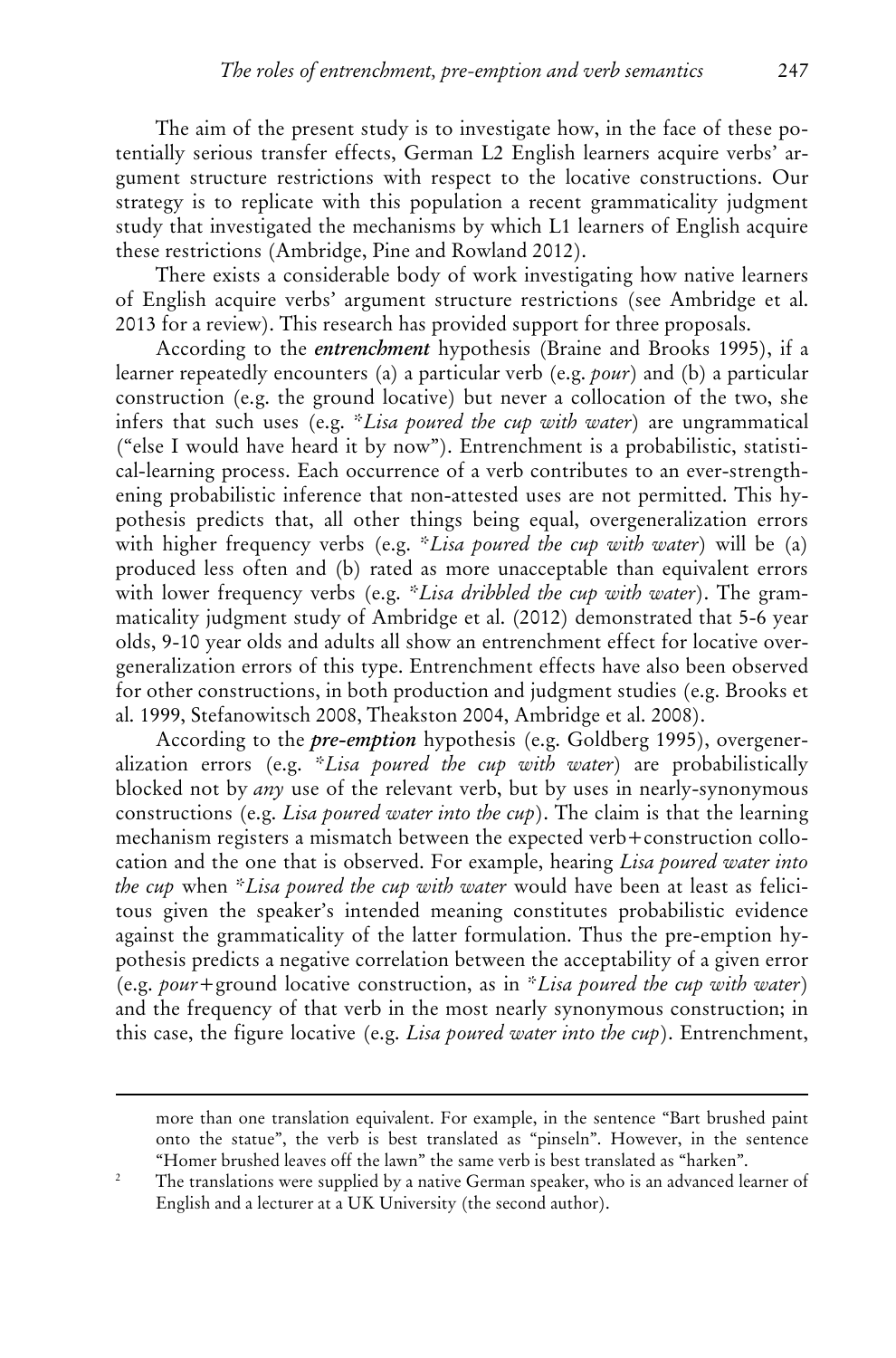The aim of the present study is to investigate how, in the face of these potentially serious transfer effects, German L2 English learners acquire verbs' argument structure restrictions with respect to the locative constructions. Our strategy is to replicate with this population a recent grammaticality judgment study that investigated the mechanisms by which L1 learners of English acquire these restrictions (Ambridge, Pine and Rowland 2012).

There exists a considerable body of work investigating how native learners of English acquire verbs' argument structure restrictions (see Ambridge et al. 2013 for a review). This research has provided support for three proposals.

According to the ***entrenchment*** hypothesis (Braine and Brooks 1995), if a learner repeatedly encounters (a) a particular verb (e.g. *pour*) and (b) a particular construction (e.g. the ground locative) but never a collocation of the two, she infers that such uses (e.g. **Lisa poured the cup with water*) are ungrammatical ("else I would have heard it by now"). Entrenchment is a probabilistic, statistical-learning process. Each occurrence of a verb contributes to an ever-strengthening probabilistic inference that non-attested uses are not permitted. This hypothesis predicts that, all other things being equal, overgeneralization errors with higher frequency verbs (e.g. **Lisa poured the cup with water*) will be (a) produced less often and (b) rated as more unacceptable than equivalent errors with lower frequency verbs (e.g. **Lisa dribbled the cup with water*). The grammaticality judgment study of Ambridge et al. (2012) demonstrated that 5-6 year olds, 9-10 year olds and adults all show an entrenchment effect for locative overgeneralization errors of this type. Entrenchment effects have also been observed for other constructions, in both production and judgment studies (e.g. Brooks et al. 1999, Stefanowitsch 2008, Theakston 2004, Ambridge et al. 2008).

According to the ***pre-emption*** hypothesis (e.g. Goldberg 1995), overgeneralization errors (e.g. **Lisa poured the cup with water*) are probabilistically blocked not by *any* use of the relevant verb, but by uses in nearly-synonymous constructions (e.g. *Lisa poured water into the cup*). The claim is that the learning mechanism registers a mismatch between the expected verb+construction collocation and the one that is observed. For example, hearing *Lisa poured water into the cup* when **Lisa poured the cup with water* would have been at least as felicitous given the speaker's intended meaning constitutes probabilistic evidence against the grammaticality of the latter formulation. Thus the pre-emption hypothesis predicts a negative correlation between the acceptability of a given error (e.g. *pour*+ground locative construction, as in **Lisa poured the cup with water*) and the frequency of that verb in the most nearly synonymous construction; in this case, the figure locative (e.g. *Lisa poured water into the cup*). Entrenchment,

more than one translation equivalent. For example, in the sentence "Bart brushed paint onto the statue", the verb is best translated as "pinseln". However, in the sentence "Homer brushed leaves off the lawn" the same verb is best translated as "harken".

[2] The translations were supplied by a native German speaker, who is an advanced learner of English and a lecturer at a UK University (the second author).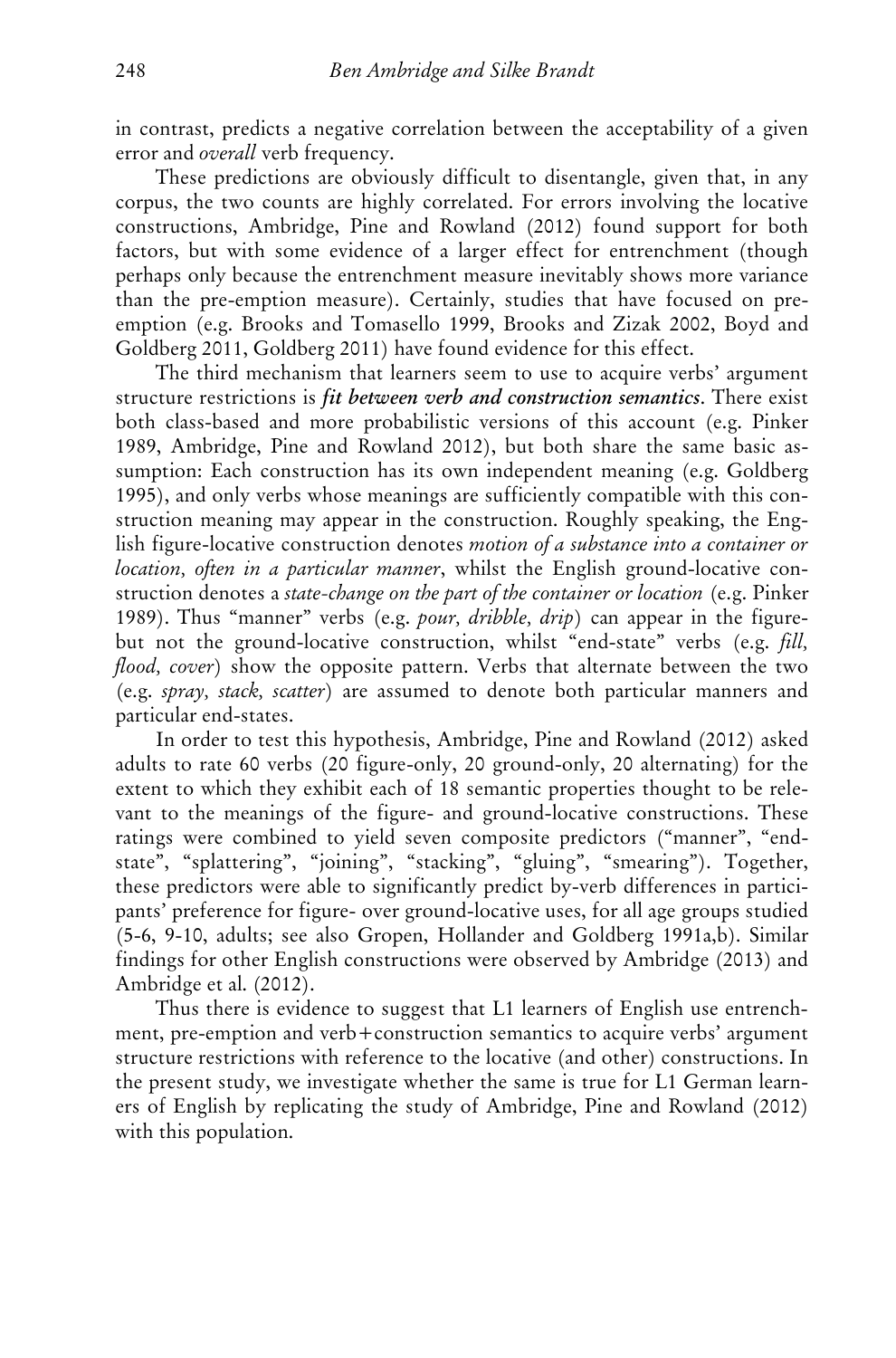in contrast, predicts a negative correlation between the acceptability of a given error and *overall* verb frequency.

These predictions are obviously difficult to disentangle, given that, in any corpus, the two counts are highly correlated. For errors involving the locative constructions, Ambridge, Pine and Rowland (2012) found support for both factors, but with some evidence of a larger effect for entrenchment (though perhaps only because the entrenchment measure inevitably shows more variance than the pre-emption measure). Certainly, studies that have focused on pre-emption (e.g. Brooks and Tomasello 1999, Brooks and Zizak 2002, Boyd and Goldberg 2011, Goldberg 2011) have found evidence for this effect.

The third mechanism that learners seem to use to acquire verbs' argument structure restrictions is ***fit between verb and construction semantics***. There exist both class-based and more probabilistic versions of this account (e.g. Pinker 1989, Ambridge, Pine and Rowland 2012), but both share the same basic assumption: Each construction has its own independent meaning (e.g. Goldberg 1995), and only verbs whose meanings are sufficiently compatible with this construction meaning may appear in the construction. Roughly speaking, the English figure-locative construction denotes *motion of a substance into a container or location, often in a particular manner*, whilst the English ground-locative construction denotes a *state-change on the part of the container or location* (e.g. Pinker 1989). Thus "manner" verbs (e.g. *pour, dribble, drip*) can appear in the figure- but not the ground-locative construction, whilst "end-state" verbs (e.g. *fill, flood, cover*) show the opposite pattern. Verbs that alternate between the two (e.g. *spray, stack, scatter*) are assumed to denote both particular manners and particular end-states.

In order to test this hypothesis, Ambridge, Pine and Rowland (2012) asked adults to rate 60 verbs (20 figure-only, 20 ground-only, 20 alternating) for the extent to which they exhibit each of 18 semantic properties thought to be relevant to the meanings of the figure- and ground-locative constructions. These ratings were combined to yield seven composite predictors ("manner", "end-state", "splattering", "joining", "stacking", "gluing", "smearing"). Together, these predictors were able to significantly predict by-verb differences in participants' preference for figure- over ground-locative uses, for all age groups studied (5-6, 9-10, adults; see also Gropen, Hollander and Goldberg 1991a,b). Similar findings for other English constructions were observed by Ambridge (2013) and Ambridge et al. (2012).

Thus there is evidence to suggest that L1 learners of English use entrenchment, pre-emption and verb+construction semantics to acquire verbs' argument structure restrictions with reference to the locative (and other) constructions. In the present study, we investigate whether the same is true for L1 German learners of English by replicating the study of Ambridge, Pine and Rowland (2012) with this population.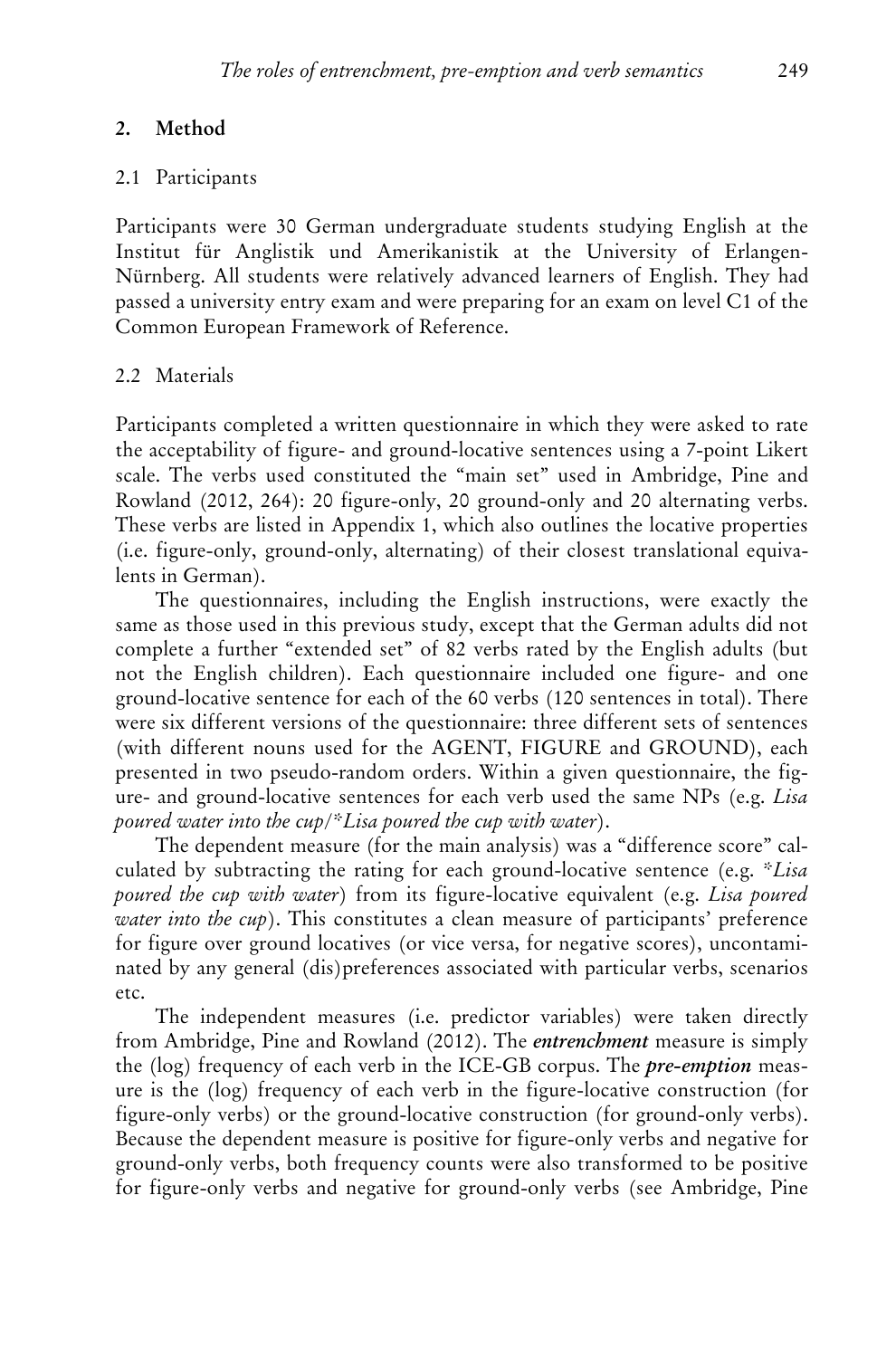## 2. Method

### 2.1 Participants

Participants were 30 German undergraduate students studying English at the Institut für Anglistik und Amerikanistik at the University of Erlangen-Nürnberg. All students were relatively advanced learners of English. They had passed a university entry exam and were preparing for an exam on level C1 of the Common European Framework of Reference.

### 2.2 Materials

Participants completed a written questionnaire in which they were asked to rate the acceptability of figure- and ground-locative sentences using a 7-point Likert scale. The verbs used constituted the "main set" used in Ambridge, Pine and Rowland (2012, 264): 20 figure-only, 20 ground-only and 20 alternating verbs. These verbs are listed in Appendix 1, which also outlines the locative properties (i.e. figure-only, ground-only, alternating) of their closest translational equivalents in German).

The questionnaires, including the English instructions, were exactly the same as those used in this previous study, except that the German adults did not complete a further "extended set" of 82 verbs rated by the English adults (but not the English children). Each questionnaire included one figure- and one ground-locative sentence for each of the 60 verbs (120 sentences in total). There were six different versions of the questionnaire: three different sets of sentences (with different nouns used for the AGENT, FIGURE and GROUND), each presented in two pseudo-random orders. Within a given questionnaire, the figure- and ground-locative sentences for each verb used the same NPs (e.g. *Lisa poured water into the cup*/*\*Lisa poured the cup with water*).

The dependent measure (for the main analysis) was a "difference score" calculated by subtracting the rating for each ground-locative sentence (e.g. *\*Lisa poured the cup with water*) from its figure-locative equivalent (e.g. *Lisa poured water into the cup*). This constitutes a clean measure of participants' preference for figure over ground locatives (or vice versa, for negative scores), uncontaminated by any general (dis)preferences associated with particular verbs, scenarios etc.

The independent measures (i.e. predictor variables) were taken directly from Ambridge, Pine and Rowland (2012). The ***entrenchment*** measure is simply the (log) frequency of each verb in the ICE-GB corpus. The ***pre-emption*** measure is the (log) frequency of each verb in the figure-locative construction (for figure-only verbs) or the ground-locative construction (for ground-only verbs). Because the dependent measure is positive for figure-only verbs and negative for ground-only verbs, both frequency counts were also transformed to be positive for figure-only verbs and negative for ground-only verbs (see Ambridge, Pine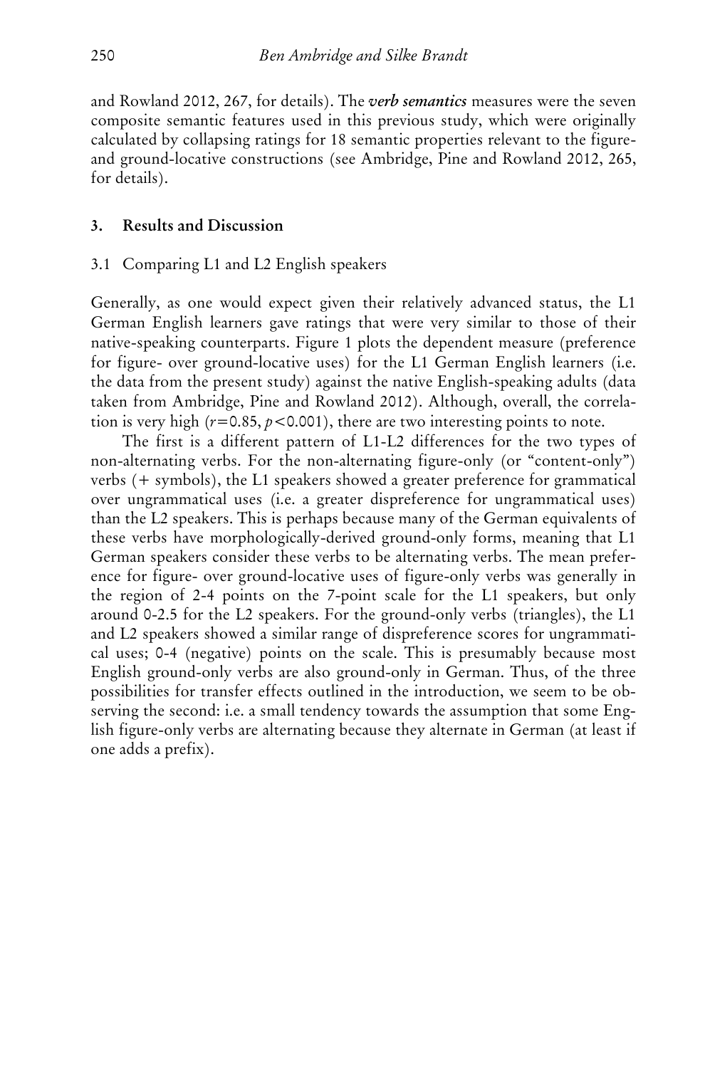and Rowland 2012, 267, for details). The ***verb semantics*** measures were the seven composite semantic features used in this previous study, which were originally calculated by collapsing ratings for 18 semantic properties relevant to the figure- and ground-locative constructions (see Ambridge, Pine and Rowland 2012, 265, for details).

## 3. Results and Discussion

### 3.1 Comparing L1 and L2 English speakers

Generally, as one would expect given their relatively advanced status, the L1 German English learners gave ratings that were very similar to those of their native-speaking counterparts. Figure 1 plots the dependent measure (preference for figure- over ground-locative uses) for the L1 German English learners (i.e. the data from the present study) against the native English-speaking adults (data taken from Ambridge, Pine and Rowland 2012). Although, overall, the correlation is very high ($r=0.85$, $p<0.001$), there are two interesting points to note.

The first is a different pattern of L1-L2 differences for the two types of non-alternating verbs. For the non-alternating figure-only (or "content-only") verbs (+ symbols), the L1 speakers showed a greater preference for grammatical over ungrammatical uses (i.e. a greater dispreference for ungrammatical uses) than the L2 speakers. This is perhaps because many of the German equivalents of these verbs have morphologically-derived ground-only forms, meaning that L1 German speakers consider these verbs to be alternating verbs. The mean preference for figure- over ground-locative uses of figure-only verbs was generally in the region of 2-4 points on the 7-point scale for the L1 speakers, but only around 0-2.5 for the L2 speakers. For the ground-only verbs (triangles), the L1 and L2 speakers showed a similar range of dispreference scores for ungrammatical uses; 0-4 (negative) points on the scale. This is presumably because most English ground-only verbs are also ground-only in German. Thus, of the three possibilities for transfer effects outlined in the introduction, we seem to be observing the second: i.e. a small tendency towards the assumption that some English figure-only verbs are alternating because they alternate in German (at least if one adds a prefix).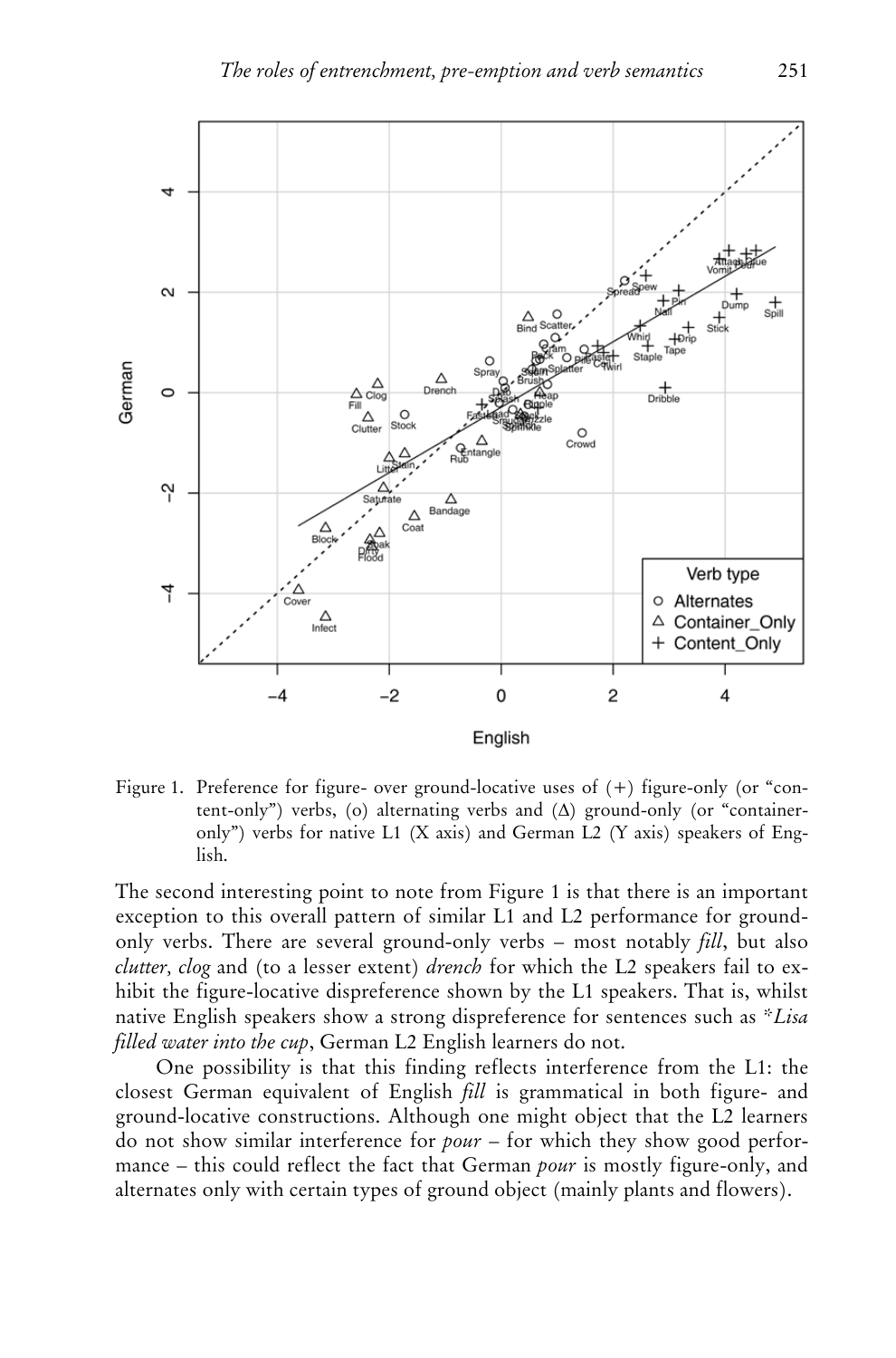Figure 1. Preference for figure- over ground-locative uses of (+) figure-only (or "content-only") verbs, (o) alternating verbs and (Δ) ground-only (or "container-only") verbs for native L1 (X axis) and German L2 (Y axis) speakers of English.

The second interesting point to note from Figure 1 is that there is an important exception to this overall pattern of similar L1 and L2 performance for ground-only verbs. There are several ground-only verbs – most notably *fill*, but also *clutter*, *clog* and (to a lesser extent) *drench* for which the L2 speakers fail to exhibit the figure-locative dispreference shown by the L1 speakers. That is, whilst native English speakers show a strong dispreference for sentences such as \**Lisa filled water into the cup*, German L2 English learners do not.

One possibility is that this finding reflects interference from the L1: the closest German equivalent of English *fill* is grammatical in both figure- and ground-locative constructions. Although one might object that the L2 learners do not show similar interference for *pour* – for which they show good performance – this could reflect the fact that German *pour* is mostly figure-only, and alternates only with certain types of ground object (mainly plants and flowers).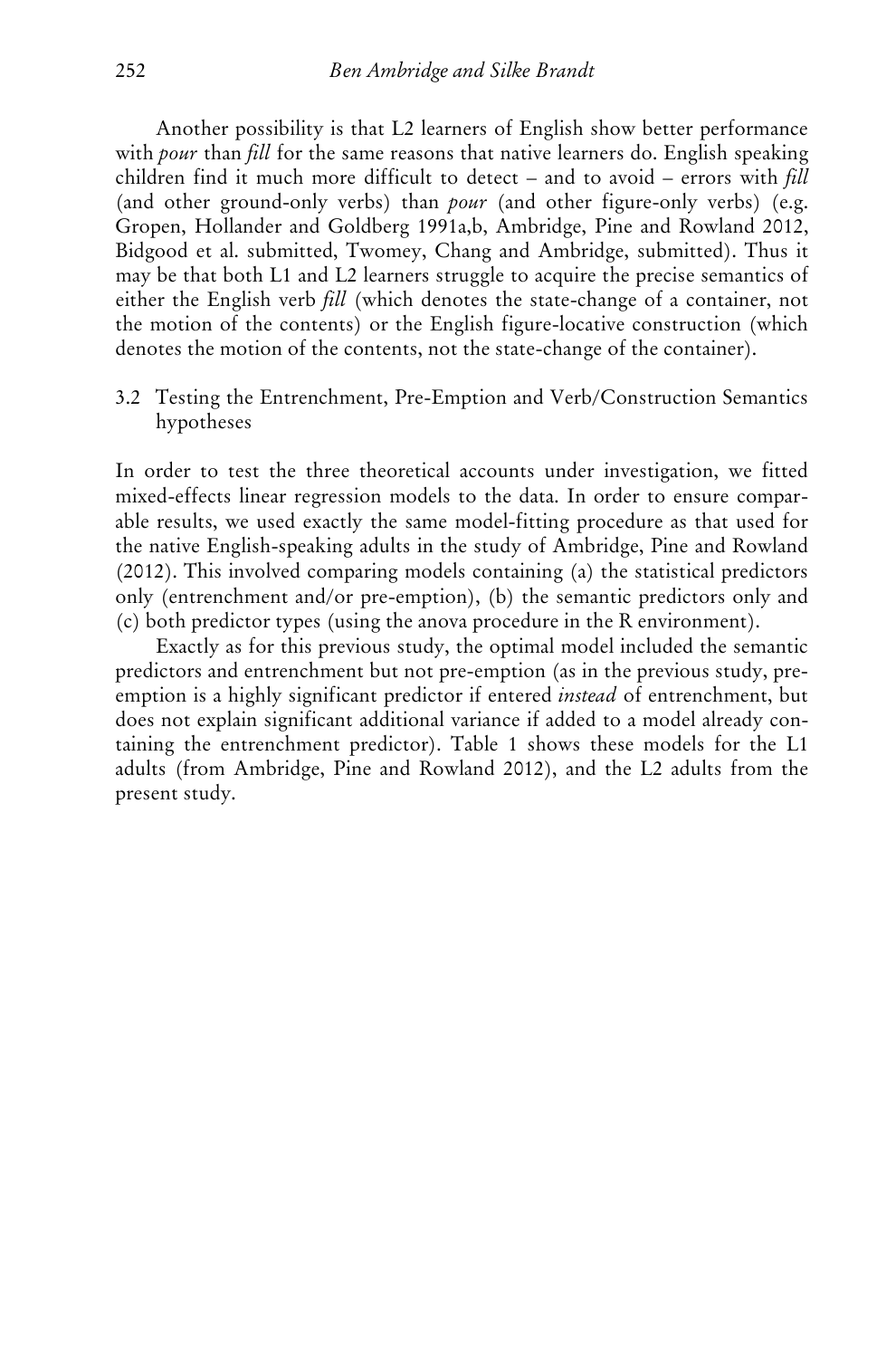Another possibility is that L2 learners of English show better performance with *pour* than *fill* for the same reasons that native learners do. English speaking children find it much more difficult to detect – and to avoid – errors with *fill* (and other ground-only verbs) than *pour* (and other figure-only verbs) (e.g. Gropen, Hollander and Goldberg 1991a,b, Ambridge, Pine and Rowland 2012, Bidgood et al. submitted, Twomey, Chang and Ambridge, submitted). Thus it may be that both L1 and L2 learners struggle to acquire the precise semantics of either the English verb *fill* (which denotes the state-change of a container, not the motion of the contents) or the English figure-locative construction (which denotes the motion of the contents, not the state-change of the container).

### 3.2 Testing the Entrenchment, Pre-Emption and Verb/Construction Semantics hypotheses

In order to test the three theoretical accounts under investigation, we fitted mixed-effects linear regression models to the data. In order to ensure comparable results, we used exactly the same model-fitting procedure as that used for the native English-speaking adults in the study of Ambridge, Pine and Rowland (2012). This involved comparing models containing (a) the statistical predictors only (entrenchment and/or pre-emption), (b) the semantic predictors only and (c) both predictor types (using the anova procedure in the R environment).

Exactly as for this previous study, the optimal model included the semantic predictors and entrenchment but not pre-emption (as in the previous study, pre-emption is a highly significant predictor if entered *instead* of entrenchment, but does not explain significant additional variance if added to a model already containing the entrenchment predictor). Table 1 shows these models for the L1 adults (from Ambridge, Pine and Rowland 2012), and the L2 adults from the present study.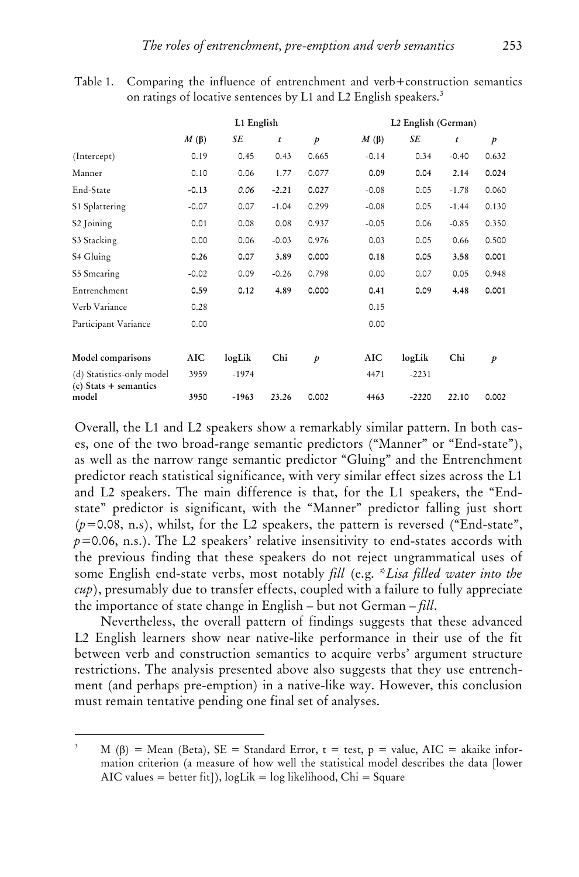Table 1. Comparing the influence of entrenchment and verb+construction semantics on ratings of locative sentences by L1 and L2 English speakers.[3]

| | L1 English | | | | L2 English (German) | | | |
|---|---|---|---|---|---|---|---|---|
| | *M* (β) | *SE* | *t* | *p* | *M* (β) | *SE* | *t* | *p* |
| (Intercept) | 0.19 | 0.45 | 0.43 | 0.665 | -0.14 | 0.34 | -0.40 | 0.632 |
| Manner | 0.10 | 0.06 | 1.77 | 0.077 | **0.09** | **0.04** | **2.14** | **0.024** |
| End-State | **-0.13** | *0.06* | **-2.21** | **0.027** | -0.08 | 0.05 | -1.78 | 0.060 |
| S1 Splattering | -0.07 | 0.07 | -1.04 | 0.299 | -0.08 | 0.05 | -1.44 | 0.130 |
| S2 Joining | 0.01 | 0.08 | 0.08 | 0.937 | -0.05 | 0.06 | -0.85 | 0.350 |
| S3 Stacking | 0.00 | 0.06 | -0.03 | 0.976 | 0.03 | 0.05 | 0.66 | 0.500 |
| S4 Gluing | **0.26** | **0.07** | **3.89** | **0.000** | **0.18** | **0.05** | **3.58** | **0.001** |
| S5 Smearing | -0.02 | 0.09 | -0.26 | 0.798 | 0.00 | 0.07 | 0.05 | 0.948 |
| Entrenchment | **0.59** | **0.12** | **4.89** | **0.000** | **0.41** | **0.09** | **4.48** | **0.001** |
| Verb Variance | 0.28 | | | | 0.15 | | | |
| Participant Variance | 0.00 | | | | 0.00 | | | |
| **Model comparisons** | **AIC** | **logLik** | **Chi** | ***p*** | **AIC** | **logLik** | **Chi** | ***p*** |
| (d) Statistics-only model | 3959 | -1974 | | | 4471 | -2231 | | |
| **(c) Stats + semantics model** | **3950** | **-1963** | **23.26** | **0.002** | **4463** | ***-2220*** | ***22.10*** | **0.002** |

Overall, the L1 and L2 speakers show a remarkably similar pattern. In both cases, one of the two broad-range semantic predictors ("Manner" or "End-state"), as well as the narrow range semantic predictor "Gluing" and the Entrenchment predictor reach statistical significance, with very similar effect sizes across the L1 and L2 speakers. The main difference is that, for the L1 speakers, the "End-state" predictor is significant, with the "Manner" predictor falling just short ($p=0.08$, n.s), whilst, for the L2 speakers, the pattern is reversed ("End-state", $p=0.06$, n.s.). The L2 speakers' relative insensitivity to end-states accords with the previous finding that these speakers do not reject ungrammatical uses of some English end-state verbs, most notably *fill* (e.g. **Lisa filled water into the cup*), presumably due to transfer effects, coupled with a failure to fully appreciate the importance of state change in English – but not German – *fill*.

Nevertheless, the overall pattern of findings suggests that these advanced L2 English learners show near native-like performance in their use of the fit between verb and construction semantics to acquire verbs' argument structure restrictions. The analysis presented above also suggests that they use entrenchment (and perhaps pre-emption) in a native-like way. However, this conclusion must remain tentative pending one final set of analyses.

[3] M (β) = Mean (Beta), SE = Standard Error, t = test, p = value, AIC = akaike information criterion (a measure of how well the statistical model describes the data [lower AIC values = better fit]), logLik = log likelihood, Chi = Square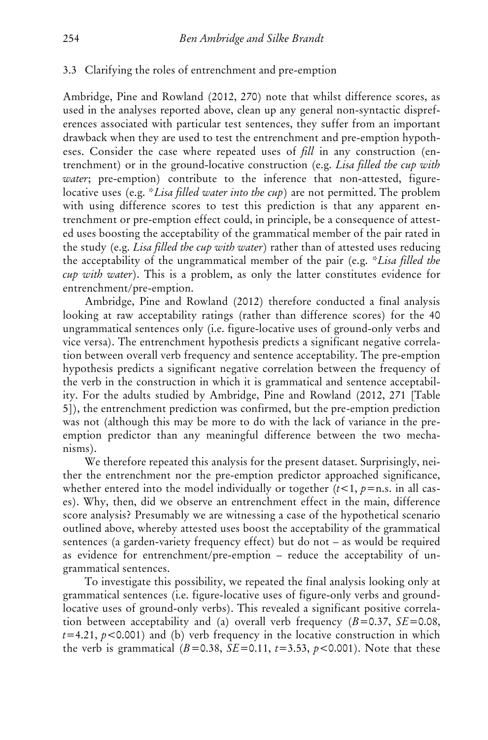### 3.3 Clarifying the roles of entrenchment and pre-emption

Ambridge, Pine and Rowland (2012, 270) note that whilst difference scores, as used in the analyses reported above, clean up any general non-syntactic dispreferences associated with particular test sentences, they suffer from an important drawback when they are used to test the entrenchment and pre-emption hypotheses. Consider the case where repeated uses of *fill* in any construction (entrenchment) or in the ground-locative construction (e.g. *Lisa filled the cup with water*; pre-emption) contribute to the inference that non-attested, figure-locative uses (e.g. **Lisa filled water into the cup*) are not permitted. The problem with using difference scores to test this prediction is that any apparent entrenchment or pre-emption effect could, in principle, be a consequence of attested uses boosting the acceptability of the grammatical member of the pair rated in the study (e.g. *Lisa filled the cup with water*) rather than of attested uses reducing the acceptability of the ungrammatical member of the pair (e.g. **Lisa filled the cup with water*). This is a problem, as only the latter constitutes evidence for entrenchment/pre-emption.

Ambridge, Pine and Rowland (2012) therefore conducted a final analysis looking at raw acceptability ratings (rather than difference scores) for the 40 ungrammatical sentences only (i.e. figure-locative uses of ground-only verbs and vice versa). The entrenchment hypothesis predicts a significant negative correlation between overall verb frequency and sentence acceptability. The pre-emption hypothesis predicts a significant negative correlation between the frequency of the verb in the construction in which it is grammatical and sentence acceptability. For the adults studied by Ambridge, Pine and Rowland (2012, 271 [Table 5]), the entrenchment prediction was confirmed, but the pre-emption prediction was not (although this may be more to do with the lack of variance in the pre-emption predictor than any meaningful difference between the two mechanisms).

We therefore repeated this analysis for the present dataset. Surprisingly, neither the entrenchment nor the pre-emption predictor approached significance, whether entered into the model individually or together ($t<1$, $p$=n.s. in all cases). Why, then, did we observe an entrenchment effect in the main, difference score analysis? Presumably we are witnessing a case of the hypothetical scenario outlined above, whereby attested uses boost the acceptability of the grammatical sentences (a garden-variety frequency effect) but do not – as would be required as evidence for entrenchment/pre-emption – reduce the acceptability of ungrammatical sentences.

To investigate this possibility, we repeated the final analysis looking only at grammatical sentences (i.e. figure-locative uses of figure-only verbs and ground-locative uses of ground-only verbs). This revealed a significant positive correlation between acceptability and (a) overall verb frequency ($B=0.37$, $SE=0.08$, $t=4.21$, $p<0.001$) and (b) verb frequency in the locative construction in which the verb is grammatical ($B=0.38$, $SE=0.11$, $t=3.53$, $p<0.001$). Note that these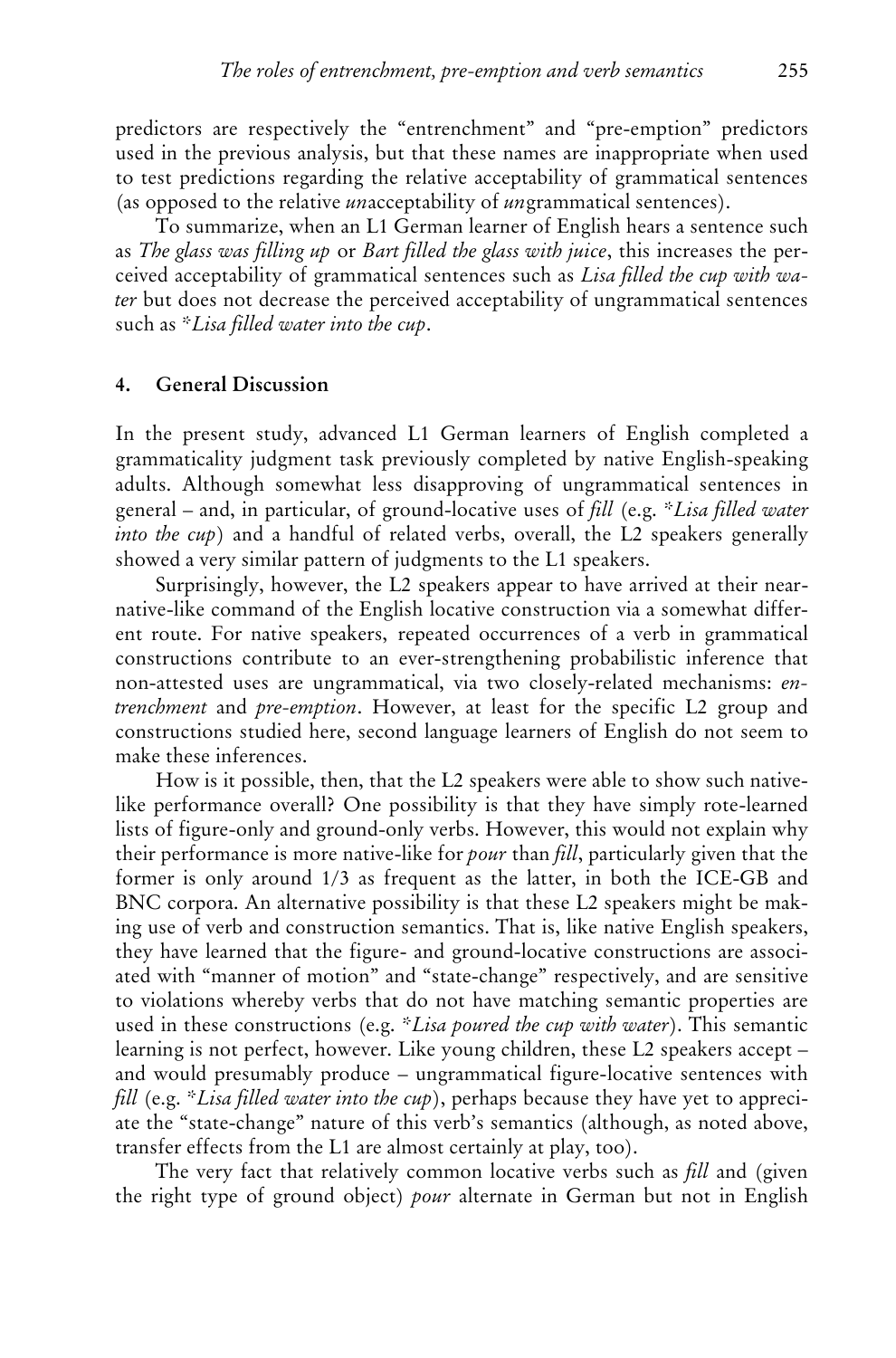predictors are respectively the "entrenchment" and "pre-emption" predictors used in the previous analysis, but that these names are inappropriate when used to test predictions regarding the relative acceptability of grammatical sentences (as opposed to the relative *un*acceptability of *un*grammatical sentences).

To summarize, when an L1 German learner of English hears a sentence such as *The glass was filling up* or *Bart filled the glass with juice*, this increases the perceived acceptability of grammatical sentences such as *Lisa filled the cup with water* but does not decrease the perceived acceptability of ungrammatical sentences such as *\*Lisa filled water into the cup*.

## 4. General Discussion

In the present study, advanced L1 German learners of English completed a grammaticality judgment task previously completed by native English-speaking adults. Although somewhat less disapproving of ungrammatical sentences in general – and, in particular, of ground-locative uses of *fill* (e.g. *\*Lisa filled water into the cup*) and a handful of related verbs, overall, the L2 speakers generally showed a very similar pattern of judgments to the L1 speakers.

Surprisingly, however, the L2 speakers appear to have arrived at their near-native-like command of the English locative construction via a somewhat different route. For native speakers, repeated occurrences of a verb in grammatical constructions contribute to an ever-strengthening probabilistic inference that non-attested uses are ungrammatical, via two closely-related mechanisms: *entrenchment* and *pre-emption*. However, at least for the specific L2 group and constructions studied here, second language learners of English do not seem to make these inferences.

How is it possible, then, that the L2 speakers were able to show such native-like performance overall? One possibility is that they have simply rote-learned lists of figure-only and ground-only verbs. However, this would not explain why their performance is more native-like for *pour* than *fill*, particularly given that the former is only around 1/3 as frequent as the latter, in both the ICE-GB and BNC corpora. An alternative possibility is that these L2 speakers might be making use of verb and construction semantics. That is, like native English speakers, they have learned that the figure- and ground-locative constructions are associated with "manner of motion" and "state-change" respectively, and are sensitive to violations whereby verbs that do not have matching semantic properties are used in these constructions (e.g. *\*Lisa poured the cup with water*). This semantic learning is not perfect, however. Like young children, these L2 speakers accept – and would presumably produce – ungrammatical figure-locative sentences with *fill* (e.g. *\*Lisa filled water into the cup*), perhaps because they have yet to appreciate the "state-change" nature of this verb's semantics (although, as noted above, transfer effects from the L1 are almost certainly at play, too).

The very fact that relatively common locative verbs such as *fill* and (given the right type of ground object) *pour* alternate in German but not in English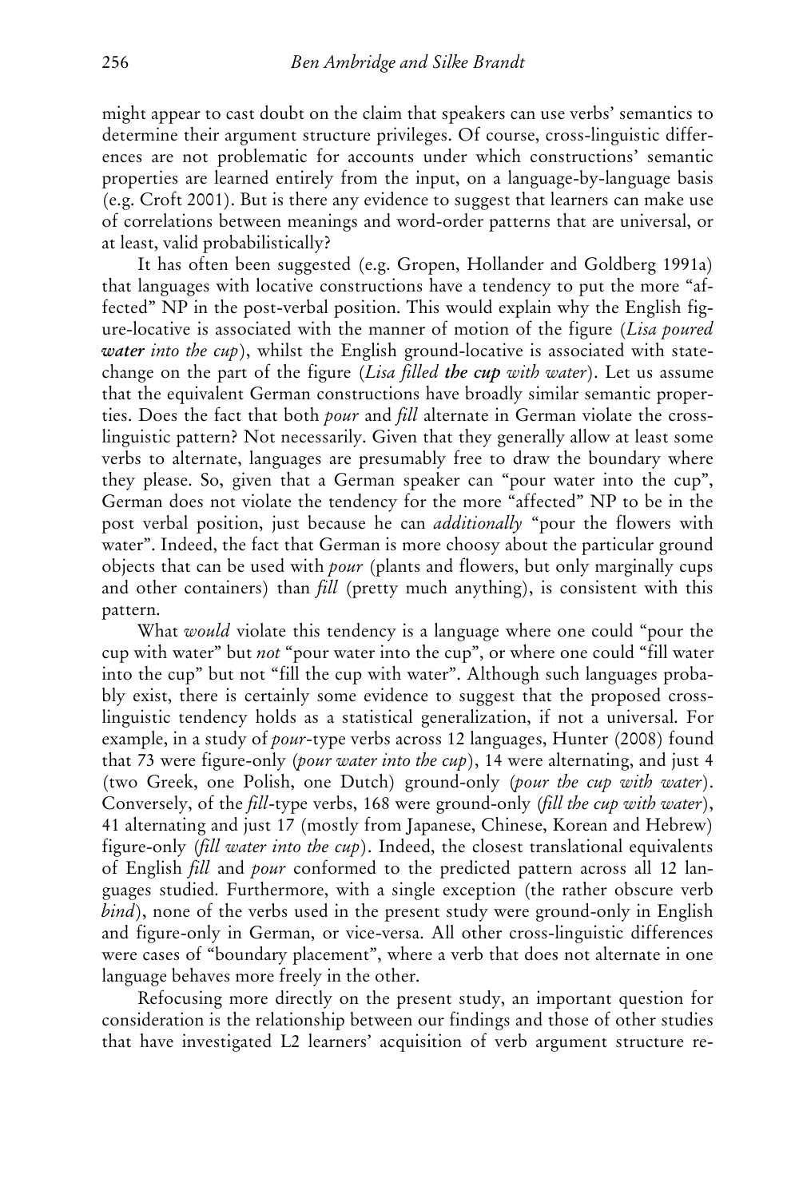might appear to cast doubt on the claim that speakers can use verbs' semantics to determine their argument structure privileges. Of course, cross-linguistic differences are not problematic for accounts under which constructions' semantic properties are learned entirely from the input, on a language-by-language basis (e.g. Croft 2001). But is there any evidence to suggest that learners can make use of correlations between meanings and word-order patterns that are universal, or at least, valid probabilistically?

It has often been suggested (e.g. Gropen, Hollander and Goldberg 1991a) that languages with locative constructions have a tendency to put the more "affected" NP in the post-verbal position. This would explain why the English figure-locative is associated with the manner of motion of the figure (*Lisa poured **water** into the cup*), whilst the English ground-locative is associated with state-change on the part of the figure (*Lisa filled **the cup** with water*). Let us assume that the equivalent German constructions have broadly similar semantic properties. Does the fact that both *pour* and *fill* alternate in German violate the cross-linguistic pattern? Not necessarily. Given that they generally allow at least some verbs to alternate, languages are presumably free to draw the boundary where they please. So, given that a German speaker can "pour water into the cup", German does not violate the tendency for the more "affected" NP to be in the post verbal position, just because he can *additionally* "pour the flowers with water". Indeed, the fact that German is more choosy about the particular ground objects that can be used with *pour* (plants and flowers, but only marginally cups and other containers) than *fill* (pretty much anything), is consistent with this pattern.

What *would* violate this tendency is a language where one could "pour the cup with water" but *not* "pour water into the cup", or where one could "fill water into the cup" but not "fill the cup with water". Although such languages probably exist, there is certainly some evidence to suggest that the proposed cross-linguistic tendency holds as a statistical generalization, if not a universal. For example, in a study of *pour*-type verbs across 12 languages, Hunter (2008) found that 73 were figure-only (*pour water into the cup*), 14 were alternating, and just 4 (two Greek, one Polish, one Dutch) ground-only (*pour the cup with water*). Conversely, of the *fill*-type verbs, 168 were ground-only (*fill the cup with water*), 41 alternating and just 17 (mostly from Japanese, Chinese, Korean and Hebrew) figure-only (*fill water into the cup*). Indeed, the closest translational equivalents of English *fill* and *pour* conformed to the predicted pattern across all 12 languages studied. Furthermore, with a single exception (the rather obscure verb *bind*), none of the verbs used in the present study were ground-only in English and figure-only in German, or vice-versa. All other cross-linguistic differences were cases of "boundary placement", where a verb that does not alternate in one language behaves more freely in the other.

Refocusing more directly on the present study, an important question for consideration is the relationship between our findings and those of other studies that have investigated L2 learners' acquisition of verb argument structure re-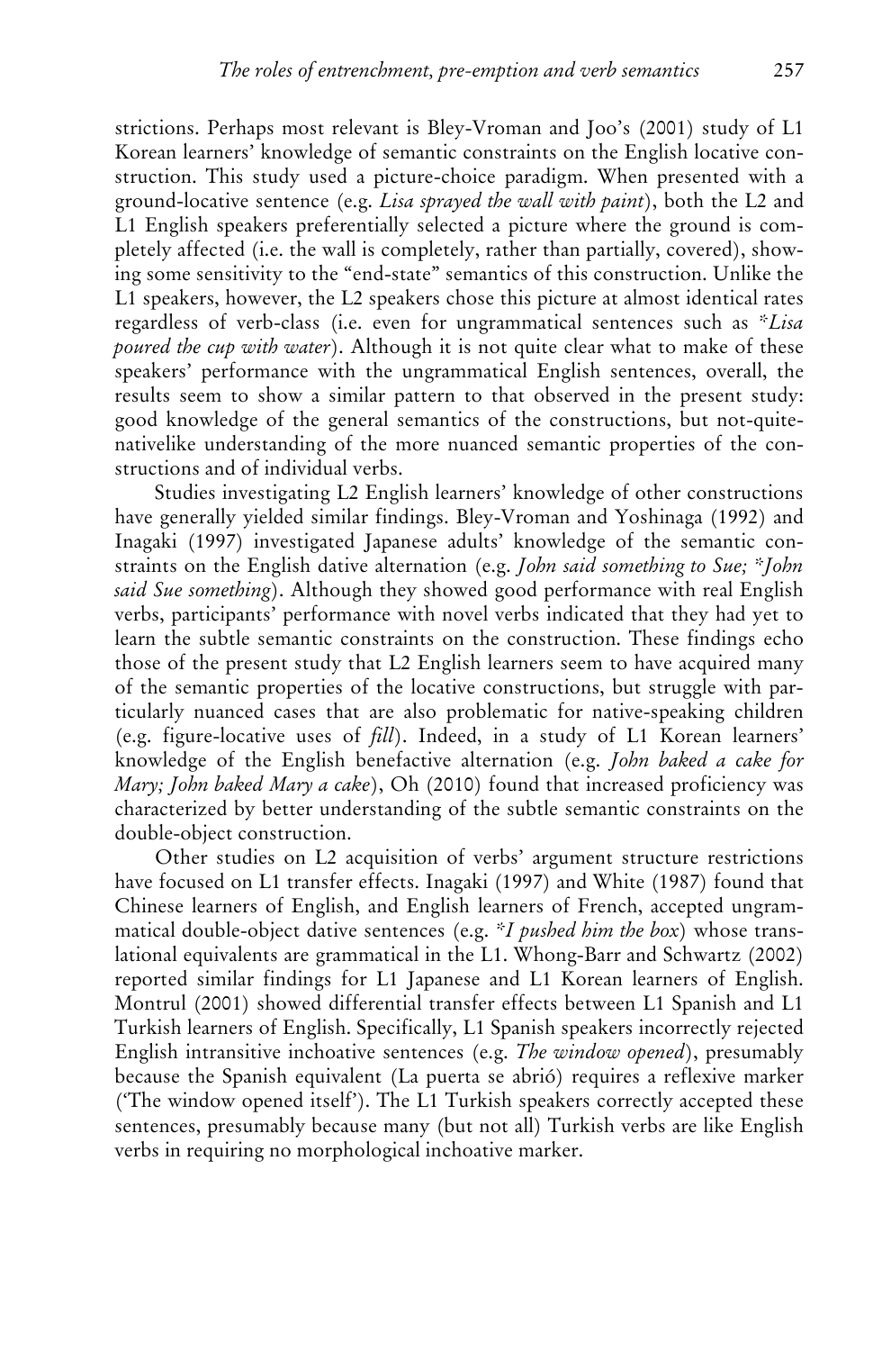strictions. Perhaps most relevant is Bley-Vroman and Joo's (2001) study of L1 Korean learners' knowledge of semantic constraints on the English locative construction. This study used a picture-choice paradigm. When presented with a ground-locative sentence (e.g. *Lisa sprayed the wall with paint*), both the L2 and L1 English speakers preferentially selected a picture where the ground is completely affected (i.e. the wall is completely, rather than partially, covered), showing some sensitivity to the "end-state" semantics of this construction. Unlike the L1 speakers, however, the L2 speakers chose this picture at almost identical rates regardless of verb-class (i.e. even for ungrammatical sentences such as *\*Lisa poured the cup with water*). Although it is not quite clear what to make of these speakers' performance with the ungrammatical English sentences, overall, the results seem to show a similar pattern to that observed in the present study: good knowledge of the general semantics of the constructions, but not-quite-nativelike understanding of the more nuanced semantic properties of the constructions and of individual verbs.

Studies investigating L2 English learners' knowledge of other constructions have generally yielded similar findings. Bley-Vroman and Yoshinaga (1992) and Inagaki (1997) investigated Japanese adults' knowledge of the semantic constraints on the English dative alternation (e.g. *John said something to Sue; \*John said Sue something*). Although they showed good performance with real English verbs, participants' performance with novel verbs indicated that they had yet to learn the subtle semantic constraints on the construction. These findings echo those of the present study that L2 English learners seem to have acquired many of the semantic properties of the locative constructions, but struggle with particularly nuanced cases that are also problematic for native-speaking children (e.g. figure-locative uses of *fill*). Indeed, in a study of L1 Korean learners' knowledge of the English benefactive alternation (e.g. *John baked a cake for Mary; John baked Mary a cake*), Oh (2010) found that increased proficiency was characterized by better understanding of the subtle semantic constraints on the double-object construction.

Other studies on L2 acquisition of verbs' argument structure restrictions have focused on L1 transfer effects. Inagaki (1997) and White (1987) found that Chinese learners of English, and English learners of French, accepted ungrammatical double-object dative sentences (e.g. *\*I pushed him the box*) whose translational equivalents are grammatical in the L1. Whong-Barr and Schwartz (2002) reported similar findings for L1 Japanese and L1 Korean learners of English. Montrul (2001) showed differential transfer effects between L1 Spanish and L1 Turkish learners of English. Specifically, L1 Spanish speakers incorrectly rejected English intransitive inchoative sentences (e.g. *The window opened*), presumably because the Spanish equivalent (La puerta se abrió) requires a reflexive marker ('The window opened itself'). The L1 Turkish speakers correctly accepted these sentences, presumably because many (but not all) Turkish verbs are like English verbs in requiring no morphological inchoative marker.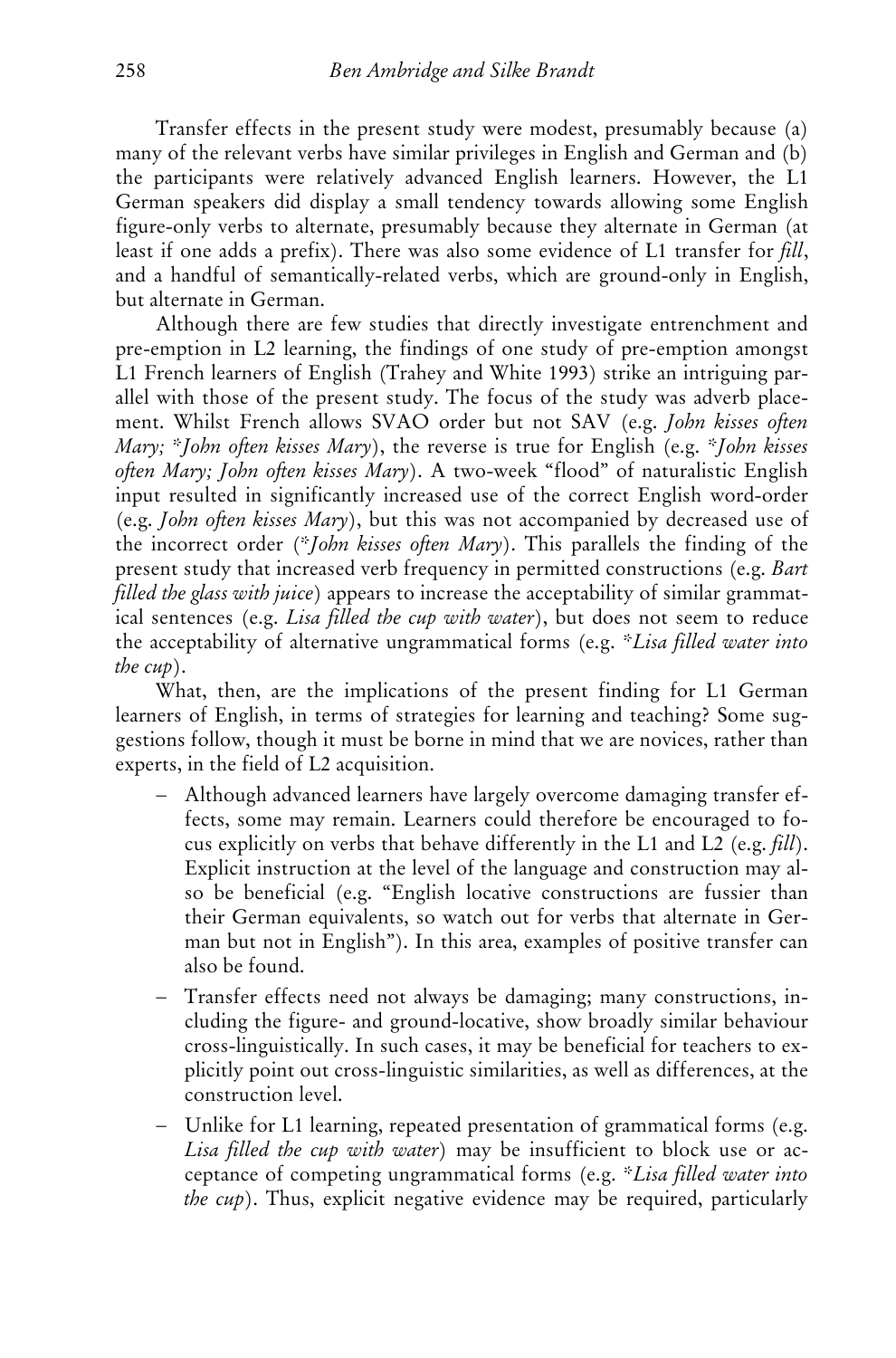Transfer effects in the present study were modest, presumably because (a) many of the relevant verbs have similar privileges in English and German and (b) the participants were relatively advanced English learners. However, the L1 German speakers did display a small tendency towards allowing some English figure-only verbs to alternate, presumably because they alternate in German (at least if one adds a prefix). There was also some evidence of L1 transfer for *fill*, and a handful of semantically-related verbs, which are ground-only in English, but alternate in German.

Although there are few studies that directly investigate entrenchment and pre-emption in L2 learning, the findings of one study of pre-emption amongst L1 French learners of English (Trahey and White 1993) strike an intriguing parallel with those of the present study. The focus of the study was adverb placement. Whilst French allows SVAO order but not SAV (e.g. *John kisses often Mary; *John often kisses Mary*), the reverse is true for English (e.g. *\*John kisses often Mary; John often kisses Mary*). A two-week "flood" of naturalistic English input resulted in significantly increased use of the correct English word-order (e.g. *John often kisses Mary*), but this was not accompanied by decreased use of the incorrect order (*\*John kisses often Mary*). This parallels the finding of the present study that increased verb frequency in permitted constructions (e.g. *Bart filled the glass with juice*) appears to increase the acceptability of similar grammatical sentences (e.g. *Lisa filled the cup with water*), but does not seem to reduce the acceptability of alternative ungrammatical forms (e.g. *\*Lisa filled water into the cup*).

What, then, are the implications of the present finding for L1 German learners of English, in terms of strategies for learning and teaching? Some suggestions follow, though it must be borne in mind that we are novices, rather than experts, in the field of L2 acquisition.

- Although advanced learners have largely overcome damaging transfer effects, some may remain. Learners could therefore be encouraged to focus explicitly on verbs that behave differently in the L1 and L2 (e.g. *fill*). Explicit instruction at the level of the language and construction may also be beneficial (e.g. "English locative constructions are fussier than their German equivalents, so watch out for verbs that alternate in German but not in English"). In this area, examples of positive transfer can also be found.
- Transfer effects need not always be damaging; many constructions, including the figure- and ground-locative, show broadly similar behaviour cross-linguistically. In such cases, it may be beneficial for teachers to explicitly point out cross-linguistic similarities, as well as differences, at the construction level.
- Unlike for L1 learning, repeated presentation of grammatical forms (e.g. *Lisa filled the cup with water*) may be insufficient to block use or acceptance of competing ungrammatical forms (e.g. *\*Lisa filled water into the cup*). Thus, explicit negative evidence may be required, particularly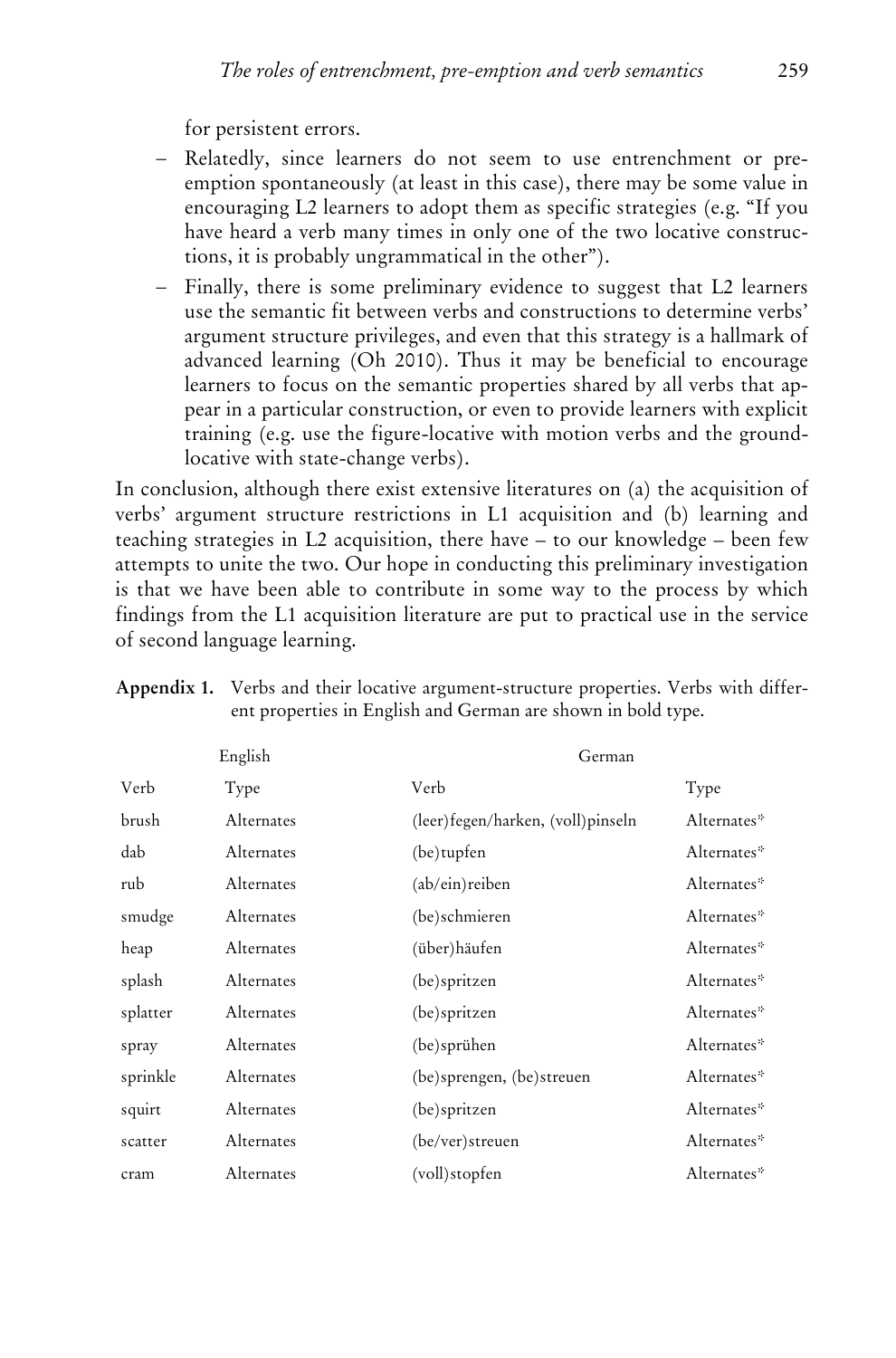for persistent errors.

- Relatedly, since learners do not seem to use entrenchment or pre-emption spontaneously (at least in this case), there may be some value in encouraging L2 learners to adopt them as specific strategies (e.g. "If you have heard a verb many times in only one of the two locative constructions, it is probably ungrammatical in the other").
- Finally, there is some preliminary evidence to suggest that L2 learners use the semantic fit between verbs and constructions to determine verbs' argument structure privileges, and even that this strategy is a hallmark of advanced learning (Oh 2010). Thus it may be beneficial to encourage learners to focus on the semantic properties shared by all verbs that appear in a particular construction, or even to provide learners with explicit training (e.g. use the figure-locative with motion verbs and the ground-locative with state-change verbs).

In conclusion, although there exist extensive literatures on (a) the acquisition of verbs' argument structure restrictions in L1 acquisition and (b) learning and teaching strategies in L2 acquisition, there have – to our knowledge – been few attempts to unite the two. Our hope in conducting this preliminary investigation is that we have been able to contribute in some way to the process by which findings from the L1 acquisition literature are put to practical use in the service of second language learning.

**Appendix 1.** Verbs and their locative argument-structure properties. Verbs with different properties in English and German are shown in bold type.

| English | | German | |
|---|---|---|---|
| Verb | Type | Verb | Type |
| brush | Alternates | (leer)fegen/harken, (voll)pinseln | Alternates* |
| dab | Alternates | (be)tupfen | Alternates* |
| rub | Alternates | (ab/ein)reiben | Alternates* |
| smudge | Alternates | (be)schmieren | Alternates* |
| heap | Alternates | (über)häufen | Alternates* |
| splash | Alternates | (be)spritzen | Alternates* |
| splatter | Alternates | (be)spritzen | Alternates* |
| spray | Alternates | (be)sprühen | Alternates* |
| sprinkle | Alternates | (be)sprengen, (be)streuen | Alternates* |
| squirt | Alternates | (be)spritzen | Alternates* |
| scatter | Alternates | (be/ver)streuen | Alternates* |
| cram | Alternates | (voll)stopfen | Alternates* |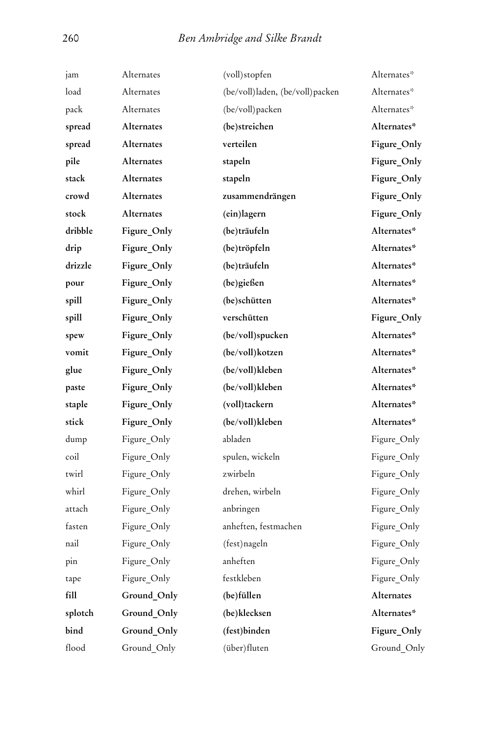| | | | |
|---|---|---|---|
| jam | Alternates | (voll)stopfen | Alternates* |
| load | Alternates | (be/voll)laden, (be/voll)packen | Alternates* |
| pack | Alternates | (be/voll)packen | Alternates* |
| **spread** | **Alternates** | **(be)streichen** | **Alternates*** |
| **spread** | **Alternates** | **verteilen** | **Figure_Only** |
| **pile** | **Alternates** | **stapeln** | **Figure_Only** |
| **stack** | **Alternates** | **stapeln** | **Figure_Only** |
| **crowd** | **Alternates** | **zusammendrängen** | **Figure_Only** |
| **stock** | **Alternates** | **(ein)lagern** | **Figure_Only** |
| **dribble** | **Figure_Only** | **(be)träufeln** | **Alternates*** |
| **drip** | **Figure_Only** | **(be)tröpfeln** | **Alternates*** |
| **drizzle** | **Figure_Only** | **(be)träufeln** | **Alternates*** |
| **pour** | **Figure_Only** | **(be)gießen** | **Alternates*** |
| **spill** | **Figure_Only** | **(be)schütten** | **Alternates*** |
| **spill** | **Figure_Only** | **verschütten** | **Figure_Only** |
| **spew** | **Figure_Only** | **(be/voll)spucken** | **Alternates*** |
| **vomit** | **Figure_Only** | **(be/voll)kotzen** | **Alternates*** |
| **glue** | **Figure_Only** | **(be/voll)kleben** | **Alternates*** |
| **paste** | **Figure_Only** | **(be/voll)kleben** | **Alternates*** |
| **staple** | **Figure_Only** | **(voll)tackern** | **Alternates*** |
| **stick** | **Figure_Only** | **(be/voll)kleben** | **Alternates*** |
| dump | Figure_Only | abladen | Figure_Only |
| coil | Figure_Only | spulen, wickeln | Figure_Only |
| twirl | Figure_Only | zwirbeln | Figure_Only |
| whirl | Figure_Only | drehen, wirbeln | Figure_Only |
| attach | Figure_Only | anbringen | Figure_Only |
| fasten | Figure_Only | anheften, festmachen | Figure_Only |
| nail | Figure_Only | (fest)nageln | Figure_Only |
| pin | Figure_Only | anheften | Figure_Only |
| tape | Figure_Only | festkleben | Figure_Only |
| **fill** | **Ground_Only** | **(be)füllen** | **Alternates** |
| **splotch** | **Ground_Only** | **(be)klecksen** | **Alternates*** |
| **bind** | **Ground_Only** | **(fest)binden** | **Figure_Only** |
| flood | Ground_Only | (über)fluten | Ground_Only |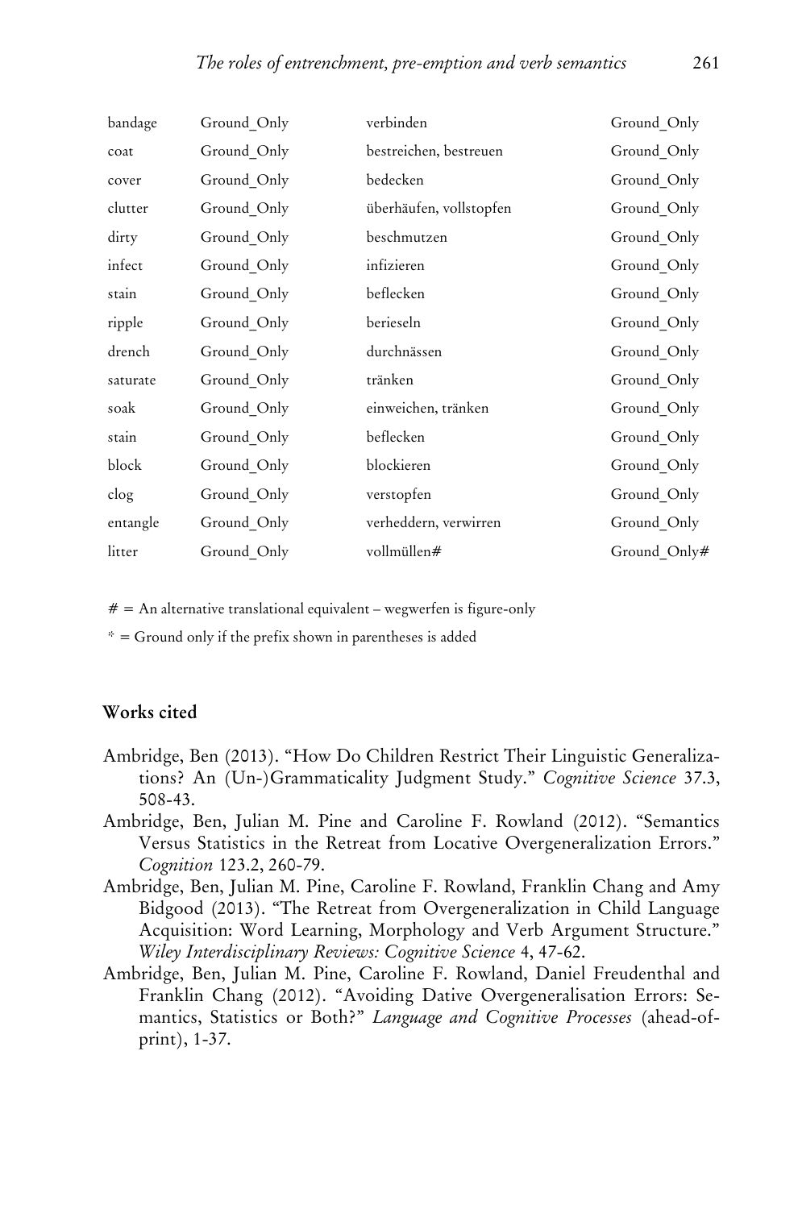| | | | |
|---|---|---|---|
| bandage | Ground_Only | verbinden | Ground_Only |
| coat | Ground_Only | bestreichen, bestreuen | Ground_Only |
| cover | Ground_Only | bedecken | Ground_Only |
| clutter | Ground_Only | überhäufen, vollstopfen | Ground_Only |
| dirty | Ground_Only | beschmutzen | Ground_Only |
| infect | Ground_Only | infizieren | Ground_Only |
| stain | Ground_Only | beflecken | Ground_Only |
| ripple | Ground_Only | berieseln | Ground_Only |
| drench | Ground_Only | durchnässen | Ground_Only |
| saturate | Ground_Only | tränken | Ground_Only |
| soak | Ground_Only | einweichen, tränken | Ground_Only |
| stain | Ground_Only | beflecken | Ground_Only |
| block | Ground_Only | blockieren | Ground_Only |
| clog | Ground_Only | verstopfen | Ground_Only |
| entangle | Ground_Only | verheddern, verwirren | Ground_Only |
| litter | Ground_Only | vollmüllen# | Ground_Only# |

# = An alternative translational equivalent – wegwerfen is figure-only

* = Ground only if the prefix shown in parentheses is added

## Works cited

Ambridge, Ben (2013). "How Do Children Restrict Their Linguistic Generalizations? An (Un-)Grammaticality Judgment Study." *Cognitive Science* 37.3, 508-43.

Ambridge, Ben, Julian M. Pine and Caroline F. Rowland (2012). "Semantics Versus Statistics in the Retreat from Locative Overgeneralization Errors." *Cognition* 123.2, 260-79.

Ambridge, Ben, Julian M. Pine, Caroline F. Rowland, Franklin Chang and Amy Bidgood (2013). "The Retreat from Overgeneralization in Child Language Acquisition: Word Learning, Morphology and Verb Argument Structure." *Wiley Interdisciplinary Reviews: Cognitive Science* 4, 47-62.

Ambridge, Ben, Julian M. Pine, Caroline F. Rowland, Daniel Freudenthal and Franklin Chang (2012). "Avoiding Dative Overgeneralisation Errors: Semantics, Statistics or Both?" *Language and Cognitive Processes* (ahead-of-print), 1-37.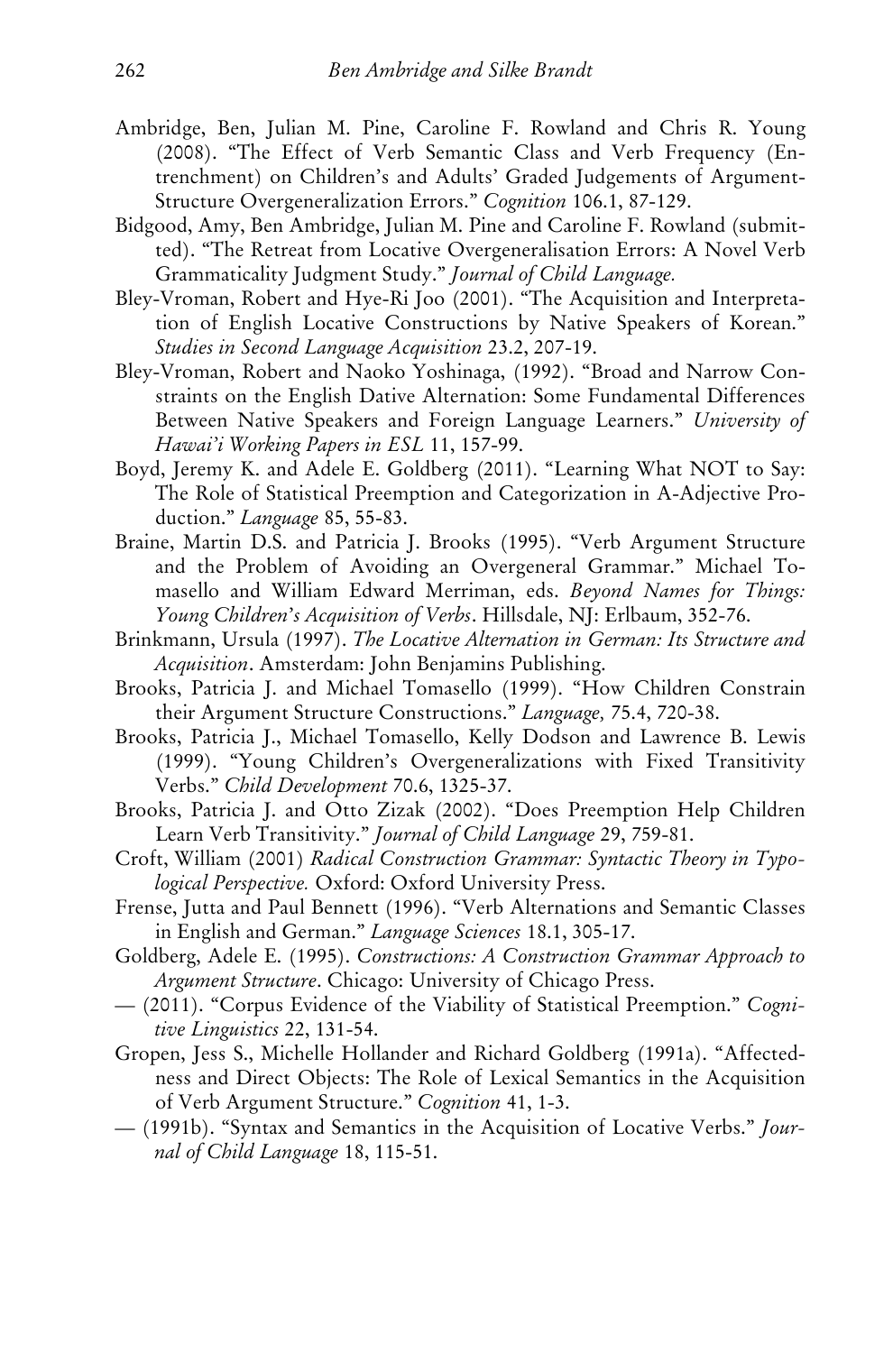Ambridge, Ben, Julian M. Pine, Caroline F. Rowland and Chris R. Young (2008). "The Effect of Verb Semantic Class and Verb Frequency (Entrenchment) on Children's and Adults' Graded Judgements of Argument-Structure Overgeneralization Errors." *Cognition* 106.1, 87-129.

Bidgood, Amy, Ben Ambridge, Julian M. Pine and Caroline F. Rowland (submitted). "The Retreat from Locative Overgeneralisation Errors: A Novel Verb Grammaticality Judgment Study." *Journal of Child Language.*

Bley-Vroman, Robert and Hye-Ri Joo (2001). "The Acquisition and Interpretation of English Locative Constructions by Native Speakers of Korean." *Studies in Second Language Acquisition* 23.2, 207-19.

Bley-Vroman, Robert and Naoko Yoshinaga, (1992). "Broad and Narrow Constraints on the English Dative Alternation: Some Fundamental Differences Between Native Speakers and Foreign Language Learners." *University of Hawai'i Working Papers in ESL* 11, 157-99.

Boyd, Jeremy K. and Adele E. Goldberg (2011). "Learning What NOT to Say: The Role of Statistical Preemption and Categorization in A-Adjective Production." *Language* 85, 55-83.

Braine, Martin D.S. and Patricia J. Brooks (1995). "Verb Argument Structure and the Problem of Avoiding an Overgeneral Grammar." Michael Tomasello and William Edward Merriman, eds. *Beyond Names for Things: Young Children's Acquisition of Verbs*. Hillsdale, NJ: Erlbaum, 352-76.

Brinkmann, Ursula (1997). *The Locative Alternation in German: Its Structure and Acquisition*. Amsterdam: John Benjamins Publishing.

Brooks, Patricia J. and Michael Tomasello (1999). "How Children Constrain their Argument Structure Constructions." *Language,* 75.4, 720-38.

Brooks, Patricia J., Michael Tomasello, Kelly Dodson and Lawrence B. Lewis (1999). "Young Children's Overgeneralizations with Fixed Transitivity Verbs." *Child Development* 70.6, 1325-37.

Brooks, Patricia J. and Otto Zizak (2002). "Does Preemption Help Children Learn Verb Transitivity." *Journal of Child Language* 29, 759-81.

Croft, William (2001) *Radical Construction Grammar: Syntactic Theory in Typological Perspective.* Oxford: Oxford University Press.

Frense, Jutta and Paul Bennett (1996). "Verb Alternations and Semantic Classes in English and German." *Language Sciences* 18.1, 305-17.

Goldberg, Adele E. (1995). *Constructions: A Construction Grammar Approach to Argument Structure*. Chicago: University of Chicago Press.

— (2011). "Corpus Evidence of the Viability of Statistical Preemption." *Cognitive Linguistics* 22, 131-54.

Gropen, Jess S., Michelle Hollander and Richard Goldberg (1991a). "Affectedness and Direct Objects: The Role of Lexical Semantics in the Acquisition of Verb Argument Structure." *Cognition* 41, 1-3.

— (1991b). "Syntax and Semantics in the Acquisition of Locative Verbs." *Journal of Child Language* 18, 115-51.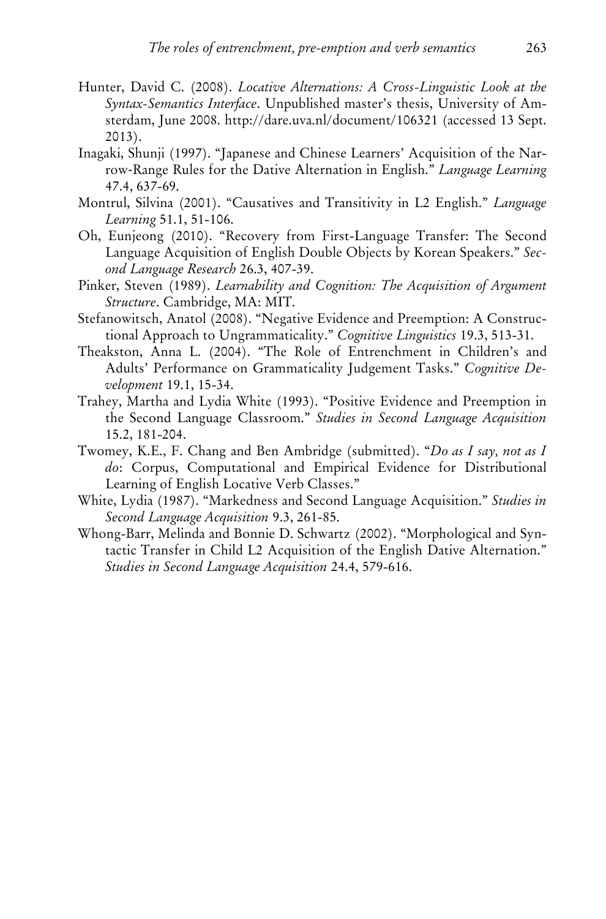Hunter, David C. (2008). *Locative Alternations: A Cross-Linguistic Look at the Syntax-Semantics Interface*. Unpublished master's thesis, University of Amsterdam, June 2008. http://dare.uva.nl/document/106321 (accessed 13 Sept. 2013).

Inagaki, Shunji (1997). "Japanese and Chinese Learners' Acquisition of the Narrow-Range Rules for the Dative Alternation in English." *Language Learning* 47.4, 637-69.

Montrul, Silvina (2001). "Causatives and Transitivity in L2 English." *Language Learning* 51.1, 51-106.

Oh, Eunjeong (2010). "Recovery from First-Language Transfer: The Second Language Acquisition of English Double Objects by Korean Speakers." *Second Language Research* 26.3, 407-39.

Pinker, Steven (1989). *Learnability and Cognition: The Acquisition of Argument Structure*. Cambridge, MA: MIT.

Stefanowitsch, Anatol (2008). "Negative Evidence and Preemption: A Constructional Approach to Ungrammaticality." *Cognitive Linguistics* 19.3, 513-31.

Theakston, Anna L. (2004). "The Role of Entrenchment in Children's and Adults' Performance on Grammaticality Judgement Tasks." *Cognitive Development* 19.1, 15-34.

Trahey, Martha and Lydia White (1993). "Positive Evidence and Preemption in the Second Language Classroom." *Studies in Second Language Acquisition* 15.2, 181-204.

Twomey, K.E., F. Chang and Ben Ambridge (submitted). "*Do as I say, not as I do*: Corpus, Computational and Empirical Evidence for Distributional Learning of English Locative Verb Classes."

White, Lydia (1987). "Markedness and Second Language Acquisition." *Studies in Second Language Acquisition* 9.3, 261-85.

Whong-Barr, Melinda and Bonnie D. Schwartz (2002). "Morphological and Syntactic Transfer in Child L2 Acquisition of the English Dative Alternation." *Studies in Second Language Acquisition* 24.4, 579-616.